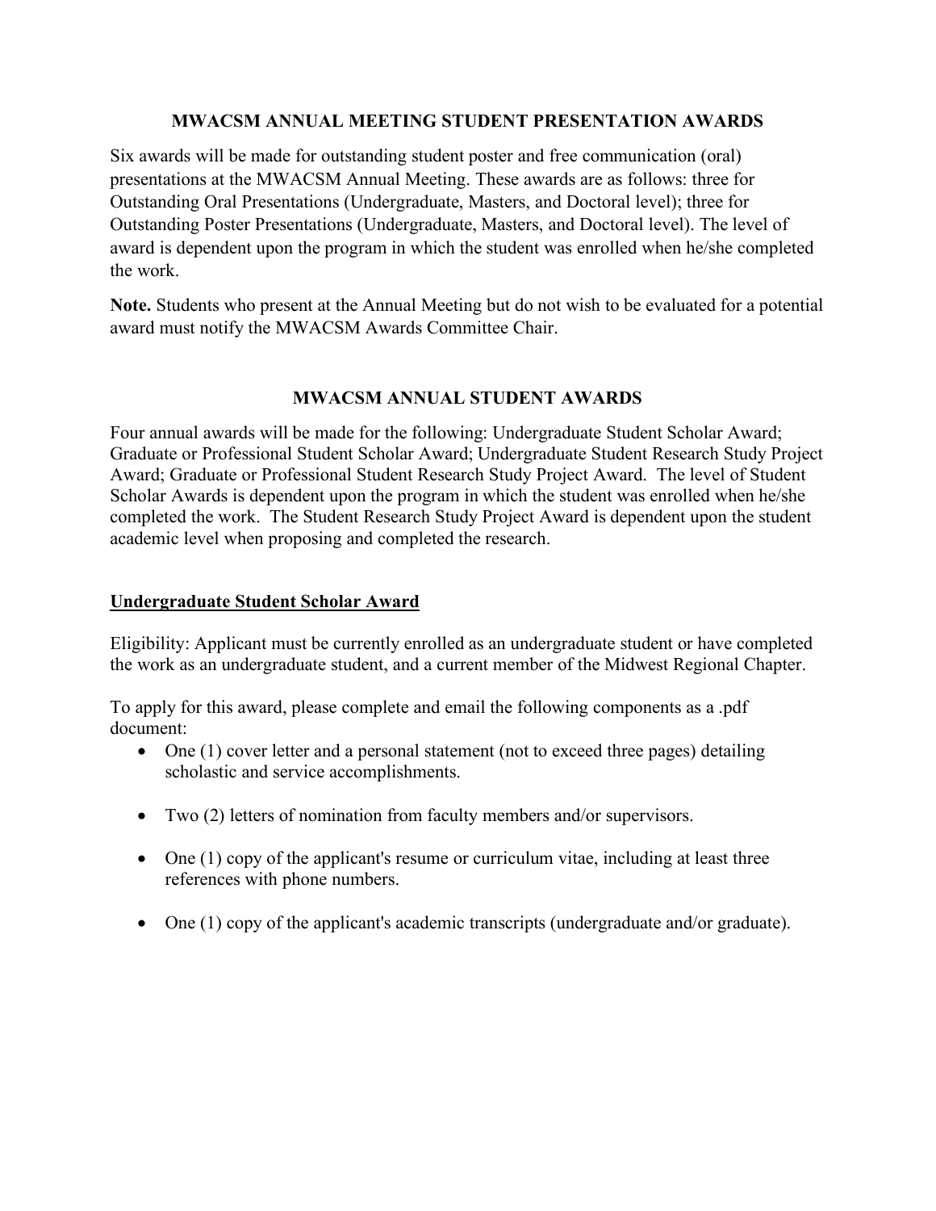## MWACSM ANNUAL MEETING STUDENT PRESENTATION AWARDS

Six awards will be made for outstanding student poster and free communication (oral) presentations at the MWACSM Annual Meeting. These awards are as follows: three for Outstanding Oral Presentations (Undergraduate, Masters, and Doctoral level); three for Outstanding Poster Presentations (Undergraduate, Masters, and Doctoral level). The level of award is dependent upon the program in which the student was enrolled when he/she completed the work.

**Note.** Students who present at the Annual Meeting but do not wish to be evaluated for a potential award must notify the MWACSM Awards Committee Chair.

## MWACSM ANNUAL STUDENT AWARDS

Four annual awards will be made for the following: Undergraduate Student Scholar Award; Graduate or Professional Student Scholar Award; Undergraduate Student Research Study Project Award; Graduate or Professional Student Research Study Project Award. The level of Student Scholar Awards is dependent upon the program in which the student was enrolled when he/she completed the work. The Student Research Study Project Award is dependent upon the student academic level when proposing and completed the research.

### Undergraduate Student Scholar Award

Eligibility: Applicant must be currently enrolled as an undergraduate student or have completed the work as an undergraduate student, and a current member of the Midwest Regional Chapter.

To apply for this award, please complete and email the following components as a .pdf document:

- One (1) cover letter and a personal statement (not to exceed three pages) detailing scholastic and service accomplishments.
- Two (2) letters of nomination from faculty members and/or supervisors.
- One (1) copy of the applicant's resume or curriculum vitae, including at least three references with phone numbers.
- One (1) copy of the applicant's academic transcripts (undergraduate and/or graduate).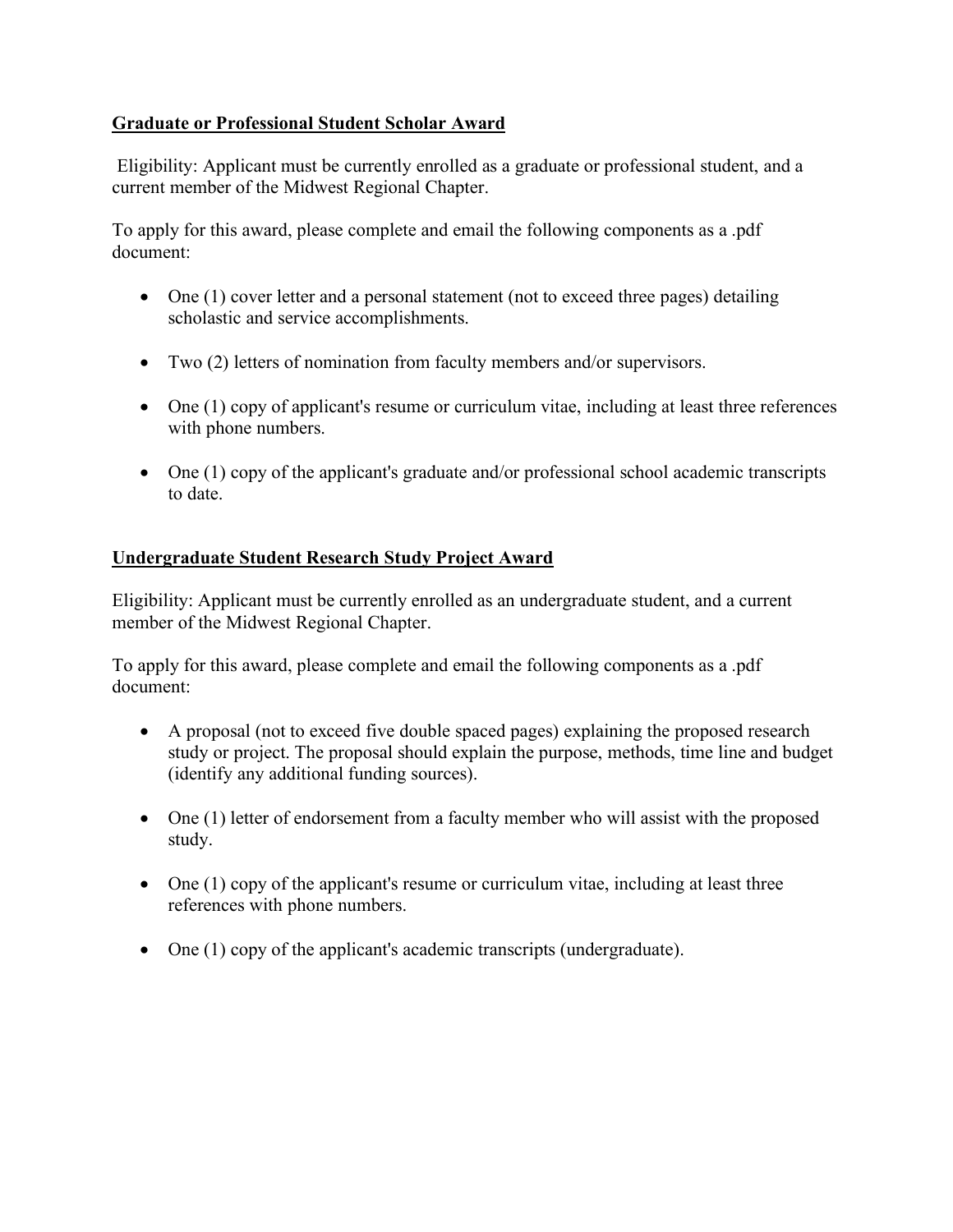## Graduate or Professional Student Scholar Award

Eligibility: Applicant must be currently enrolled as a graduate or professional student, and a current member of the Midwest Regional Chapter.

To apply for this award, please complete and email the following components as a .pdf document:

- One (1) cover letter and a personal statement (not to exceed three pages) detailing scholastic and service accomplishments.
- Two (2) letters of nomination from faculty members and/or supervisors.
- One (1) copy of applicant's resume or curriculum vitae, including at least three references with phone numbers.
- One (1) copy of the applicant's graduate and/or professional school academic transcripts to date.

## Undergraduate Student Research Study Project Award

Eligibility: Applicant must be currently enrolled as an undergraduate student, and a current member of the Midwest Regional Chapter.

To apply for this award, please complete and email the following components as a .pdf document:

- A proposal (not to exceed five double spaced pages) explaining the proposed research study or project. The proposal should explain the purpose, methods, time line and budget (identify any additional funding sources).
- One (1) letter of endorsement from a faculty member who will assist with the proposed study.
- One (1) copy of the applicant's resume or curriculum vitae, including at least three references with phone numbers.
- One (1) copy of the applicant's academic transcripts (undergraduate).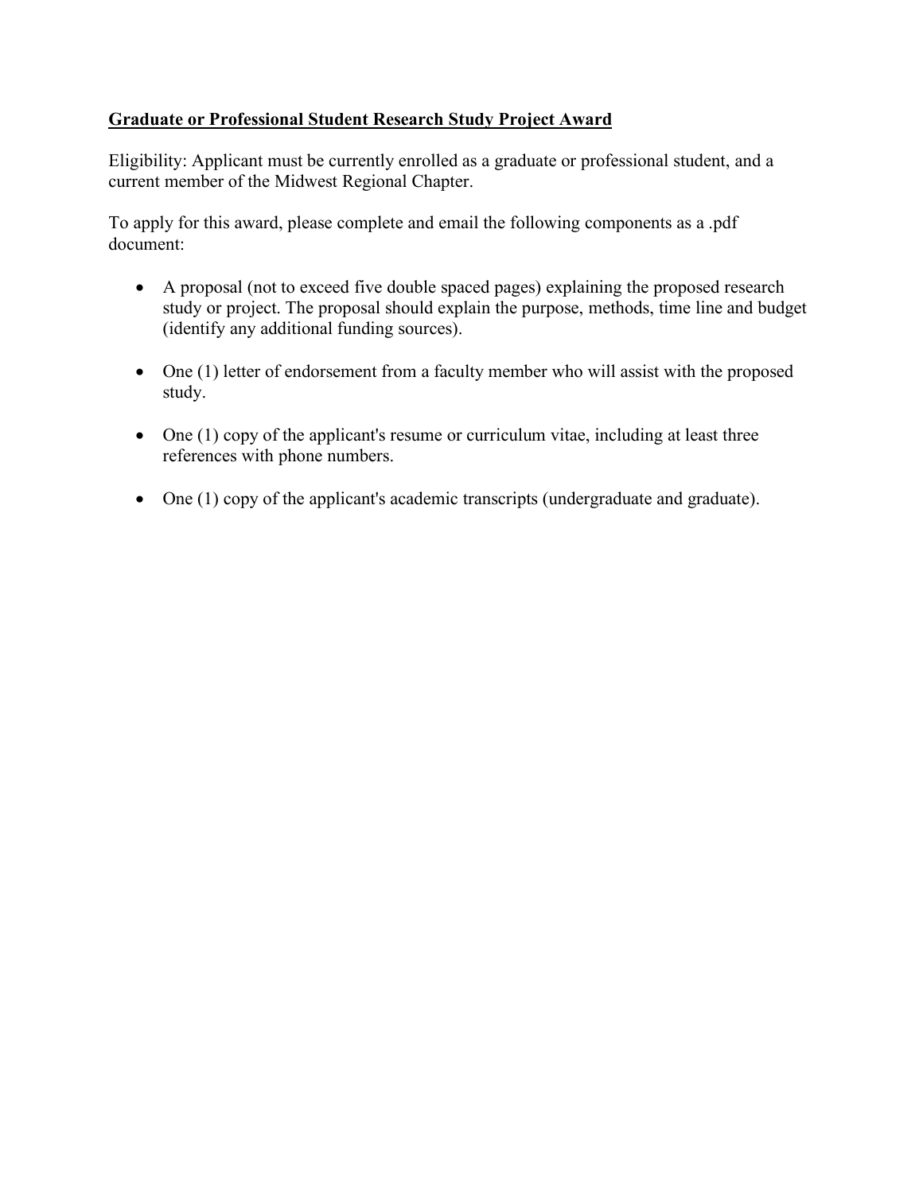**Graduate or Professional Student Research Study Project Award**

Eligibility: Applicant must be currently enrolled as a graduate or professional student, and a current member of the Midwest Regional Chapter.

To apply for this award, please complete and email the following components as a .pdf document:

- A proposal (not to exceed five double spaced pages) explaining the proposed research study or project. The proposal should explain the purpose, methods, time line and budget (identify any additional funding sources).

- One (1) letter of endorsement from a faculty member who will assist with the proposed study.

- One (1) copy of the applicant's resume or curriculum vitae, including at least three references with phone numbers.

- One (1) copy of the applicant's academic transcripts (undergraduate and graduate).